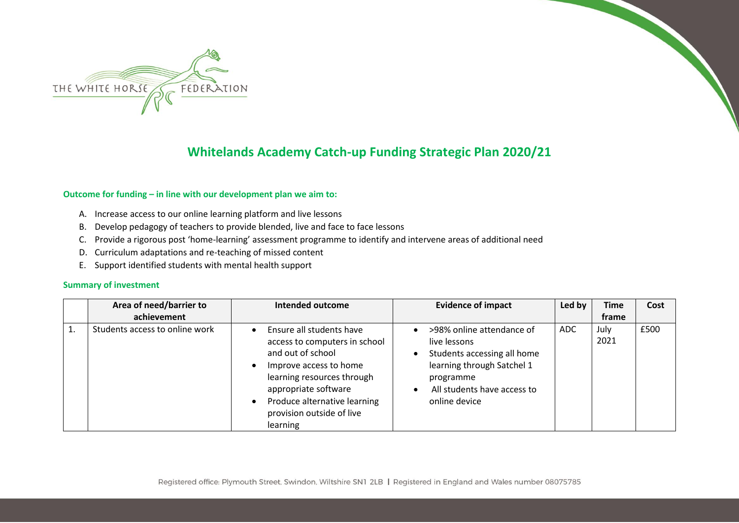# Whitelands Academy Catch-up Funding Strategic Plan 2020/21

**Outcome for funding – in line with our development plan we aim to:**

A. Increase access to our online learning platform and live lessons
B. Develop pedagogy of teachers to provide blended, live and face to face lessons
C. Provide a rigorous post 'home-learning' assessment programme to identify and intervene areas of additional need
D. Curriculum adaptations and re-teaching of missed content
E. Support identified students with mental health support

**Summary of investment**

| | Area of need/barrier to achievement | Intended outcome | Evidence of impact | Led by | Time frame | Cost |
|---|---|---|---|---|---|---|
| 1. | Students access to online work | • Ensure all students have access to computers in school and out of school<br>• Improve access to home learning resources through appropriate software<br>• Produce alternative learning provision outside of live learning | • >98% online attendance of live lessons<br>• Students accessing all home learning through Satchel 1 programme<br>• All students have access to online device | ADC | July 2021 | £500 |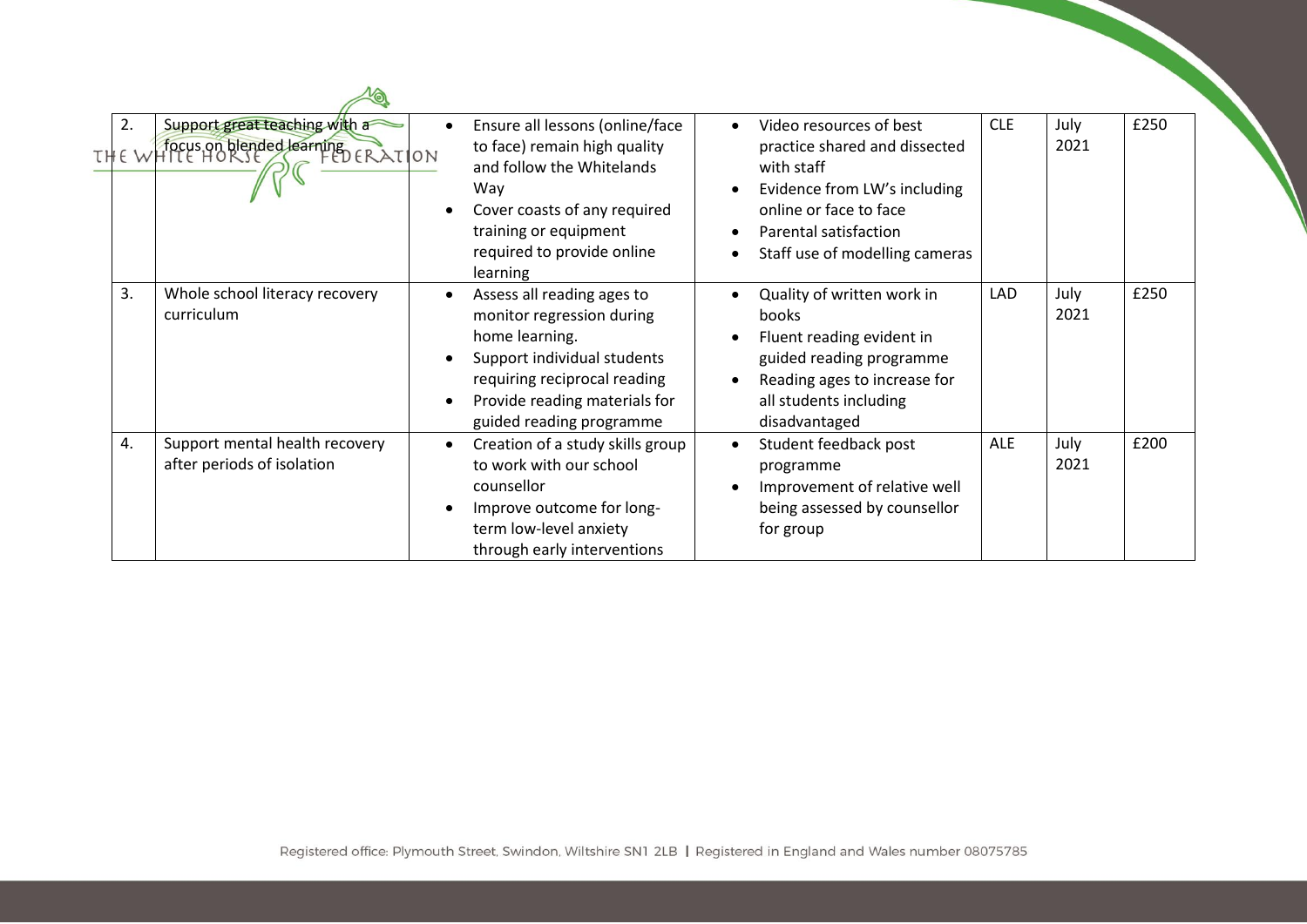| | | | | | | |
|---|---|---|---|---|---|---|
| 2. | Support great teaching with a focus on blended learning | • Ensure all lessons (online/face to face) remain high quality and follow the Whitelands Way<br>• Cover coasts of any required training or equipment required to provide online learning | • Video resources of best practice shared and dissected with staff<br>• Evidence from LW's including online or face to face<br>• Parental satisfaction<br>• Staff use of modelling cameras | CLE | July 2021 | £250 |
| 3. | Whole school literacy recovery curriculum | • Assess all reading ages to monitor regression during home learning.<br>• Support individual students requiring reciprocal reading<br>• Provide reading materials for guided reading programme | • Quality of written work in books<br>• Fluent reading evident in guided reading programme<br>• Reading ages to increase for all students including disadvantaged | LAD | July 2021 | £250 |
| 4. | Support mental health recovery after periods of isolation | • Creation of a study skills group to work with our school counsellor<br>• Improve outcome for long-term low-level anxiety through early interventions | • Student feedback post programme<br>• Improvement of relative well being assessed by counsellor for group | ALE | July 2021 | £200 |